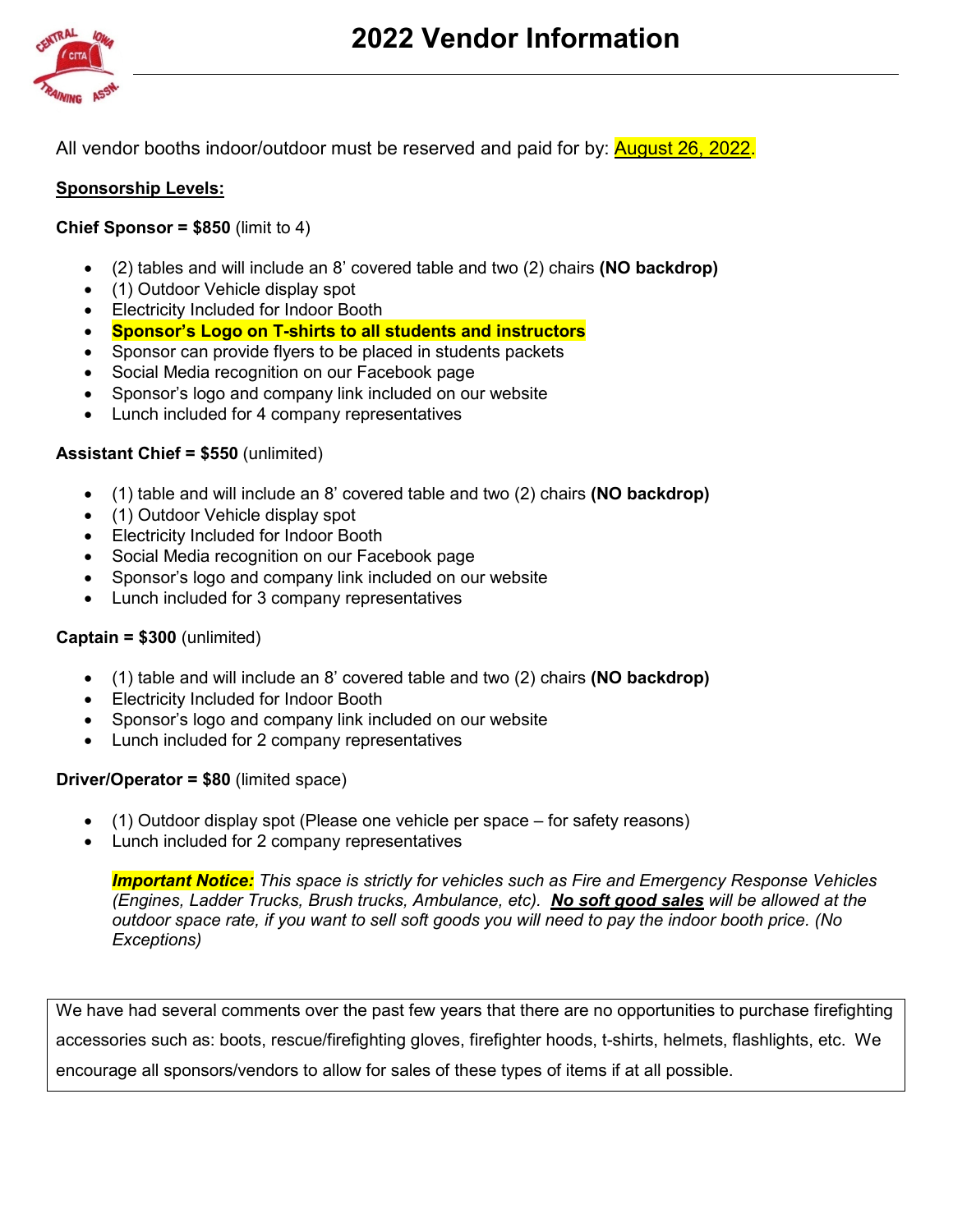# 2022 Vendor Information

All vendor booths indoor/outdoor must be reserved and paid for by: August 26, 2022.

**Sponsorship Levels:**

**Chief Sponsor = $850** (limit to 4)

- (2) tables and will include an 8' covered table and two (2) chairs **(NO backdrop)**
- (1) Outdoor Vehicle display spot
- Electricity Included for Indoor Booth
- **Sponsor's Logo on T-shirts to all students and instructors**
- Sponsor can provide flyers to be placed in students packets
- Social Media recognition on our Facebook page
- Sponsor's logo and company link included on our website
- Lunch included for 4 company representatives

**Assistant Chief = $550** (unlimited)

- (1) table and will include an 8' covered table and two (2) chairs **(NO backdrop)**
- (1) Outdoor Vehicle display spot
- Electricity Included for Indoor Booth
- Social Media recognition on our Facebook page
- Sponsor's logo and company link included on our website
- Lunch included for 3 company representatives

**Captain = $300** (unlimited)

- (1) table and will include an 8' covered table and two (2) chairs **(NO backdrop)**
- Electricity Included for Indoor Booth
- Sponsor's logo and company link included on our website
- Lunch included for 2 company representatives

**Driver/Operator = $80** (limited space)

- (1) Outdoor display spot (Please one vehicle per space – for safety reasons)
- Lunch included for 2 company representatives

***Important Notice:*** *This space is strictly for vehicles such as Fire and Emergency Response Vehicles (Engines, Ladder Trucks, Brush trucks, Ambulance, etc).* ***No soft good sales*** *will be allowed at the outdoor space rate, if you want to sell soft goods you will need to pay the indoor booth price. (No Exceptions)*

We have had several comments over the past few years that there are no opportunities to purchase firefighting accessories such as: boots, rescue/firefighting gloves, firefighter hoods, t-shirts, helmets, flashlights, etc. We encourage all sponsors/vendors to allow for sales of these types of items if at all possible.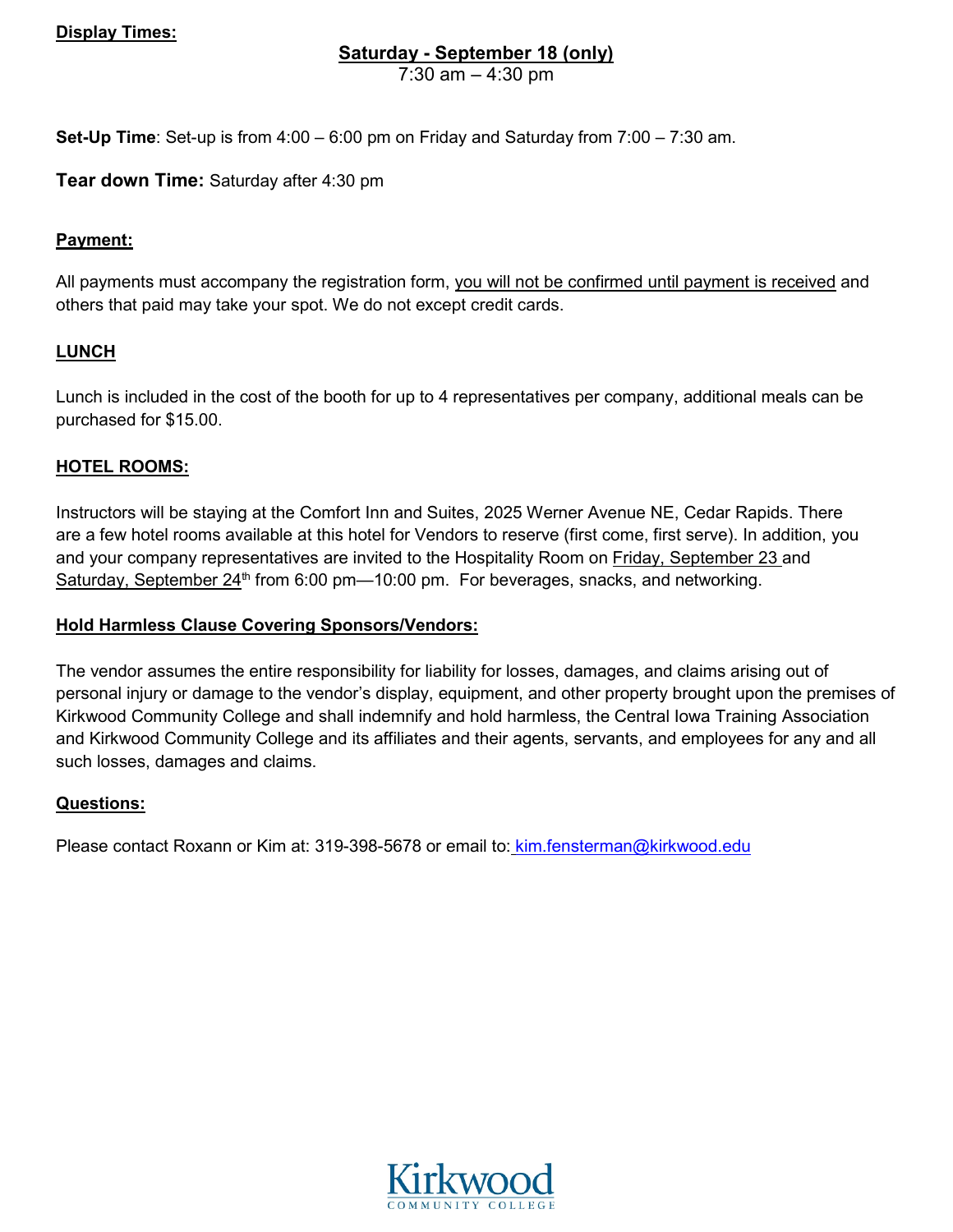**Display Times:**

**Saturday - September 18 (only)**
7:30 am – 4:30 pm

**Set-Up Time**: Set-up is from 4:00 – 6:00 pm on Friday and Saturday from 7:00 – 7:30 am.

**Tear down Time:** Saturday after 4:30 pm

**Payment:**

All payments must accompany the registration form, you will not be confirmed until payment is received and others that paid may take your spot. We do not except credit cards.

**LUNCH**

Lunch is included in the cost of the booth for up to 4 representatives per company, additional meals can be purchased for $15.00.

**HOTEL ROOMS:**

Instructors will be staying at the Comfort Inn and Suites, 2025 Werner Avenue NE, Cedar Rapids. There are a few hotel rooms available at this hotel for Vendors to reserve (first come, first serve). In addition, you and your company representatives are invited to the Hospitality Room on Friday, September 23 and Saturday, September 24th from 6:00 pm—10:00 pm. For beverages, snacks, and networking.

**Hold Harmless Clause Covering Sponsors/Vendors:**

The vendor assumes the entire responsibility for liability for losses, damages, and claims arising out of personal injury or damage to the vendor's display, equipment, and other property brought upon the premises of Kirkwood Community College and shall indemnify and hold harmless, the Central Iowa Training Association and Kirkwood Community College and its affiliates and their agents, servants, and employees for any and all such losses, damages and claims.

**Questions:**

Please contact Roxann or Kim at: 319-398-5678 or email to: kim.fensterman@kirkwood.edu

Kirkwood
COMMUNITY COLLEGE